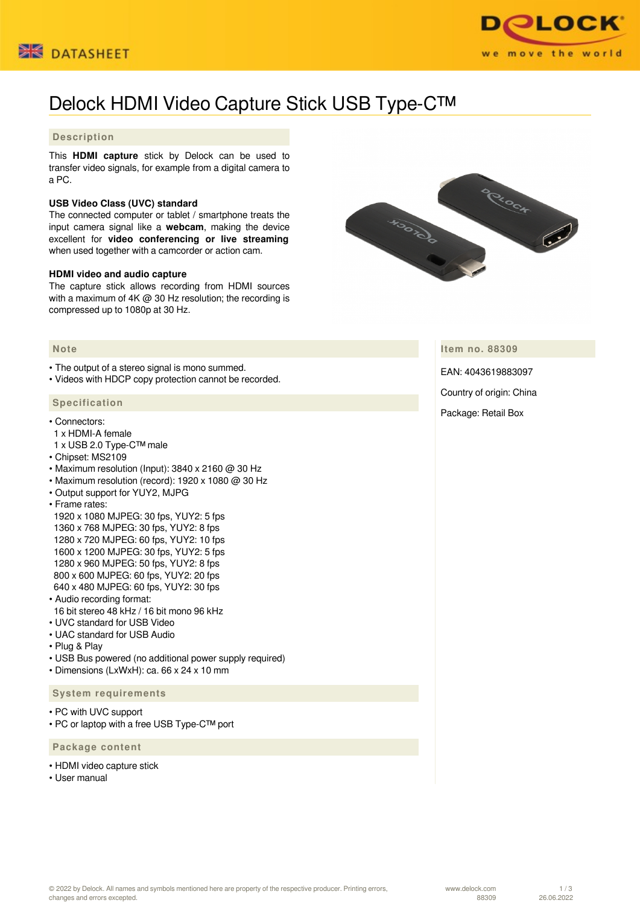# Delock HDMI Video Capture Stick USB Type-C™

## Description

This **HDMI capture** stick by Delock can be used to transfer video signals, for example from a digital camera to a PC.

**USB Video Class (UVC) standard**
The connected computer or tablet / smartphone treats the input camera signal like a **webcam**, making the device excellent for **video conferencing or live streaming** when used together with a camcorder or action cam.

**HDMI video and audio capture**
The capture stick allows recording from HDMI sources with a maximum of 4K @ 30 Hz resolution; the recording is compressed up to 1080p at 30 Hz.

## Note

- The output of a stereo signal is mono summed.
- Videos with HDCP copy protection cannot be recorded.

## Specification

- Connectors:
  1 x HDMI-A female
  1 x USB 2.0 Type-C™ male
- Chipset: MS2109
- Maximum resolution (Input): 3840 x 2160 @ 30 Hz
- Maximum resolution (record): 1920 x 1080 @ 30 Hz
- Output support for YUY2, MJPG
- Frame rates:
  1920 x 1080 MJPEG: 30 fps, YUY2: 5 fps
  1360 x 768 MJPEG: 30 fps, YUY2: 8 fps
  1280 x 720 MJPEG: 60 fps, YUY2: 10 fps
  1600 x 1200 MJPEG: 30 fps, YUY2: 5 fps
  1280 x 960 MJPEG: 50 fps, YUY2: 8 fps
  800 x 600 MJPEG: 60 fps, YUY2: 20 fps
  640 x 480 MJPEG: 60 fps, YUY2: 30 fps
- Audio recording format:
  16 bit stereo 48 kHz / 16 bit mono 96 kHz
- UVC standard for USB Video
- UAC standard for USB Audio
- Plug & Play
- USB Bus powered (no additional power supply required)
- Dimensions (LxWxH): ca. 66 x 24 x 10 mm

## System requirements

- PC with UVC support
- PC or laptop with a free USB Type-C™ port

## Package content

- HDMI video capture stick
- User manual

## Item no. 88309

EAN: 4043619883097

Country of origin: China

Package: Retail Box

© 2022 by Delock. All names and symbols mentioned here are property of the respective producer. Printing errors, changes and errors excepted.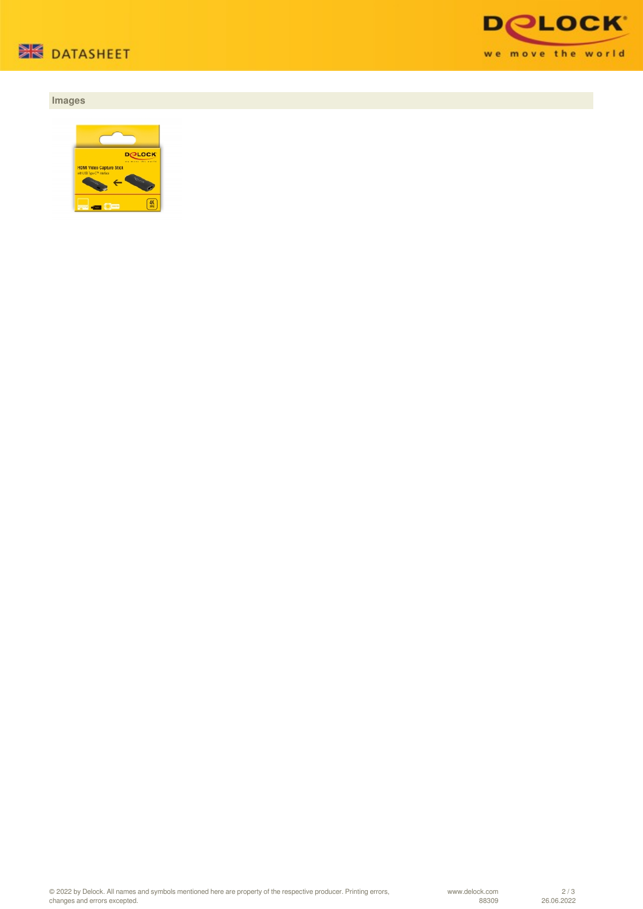## Images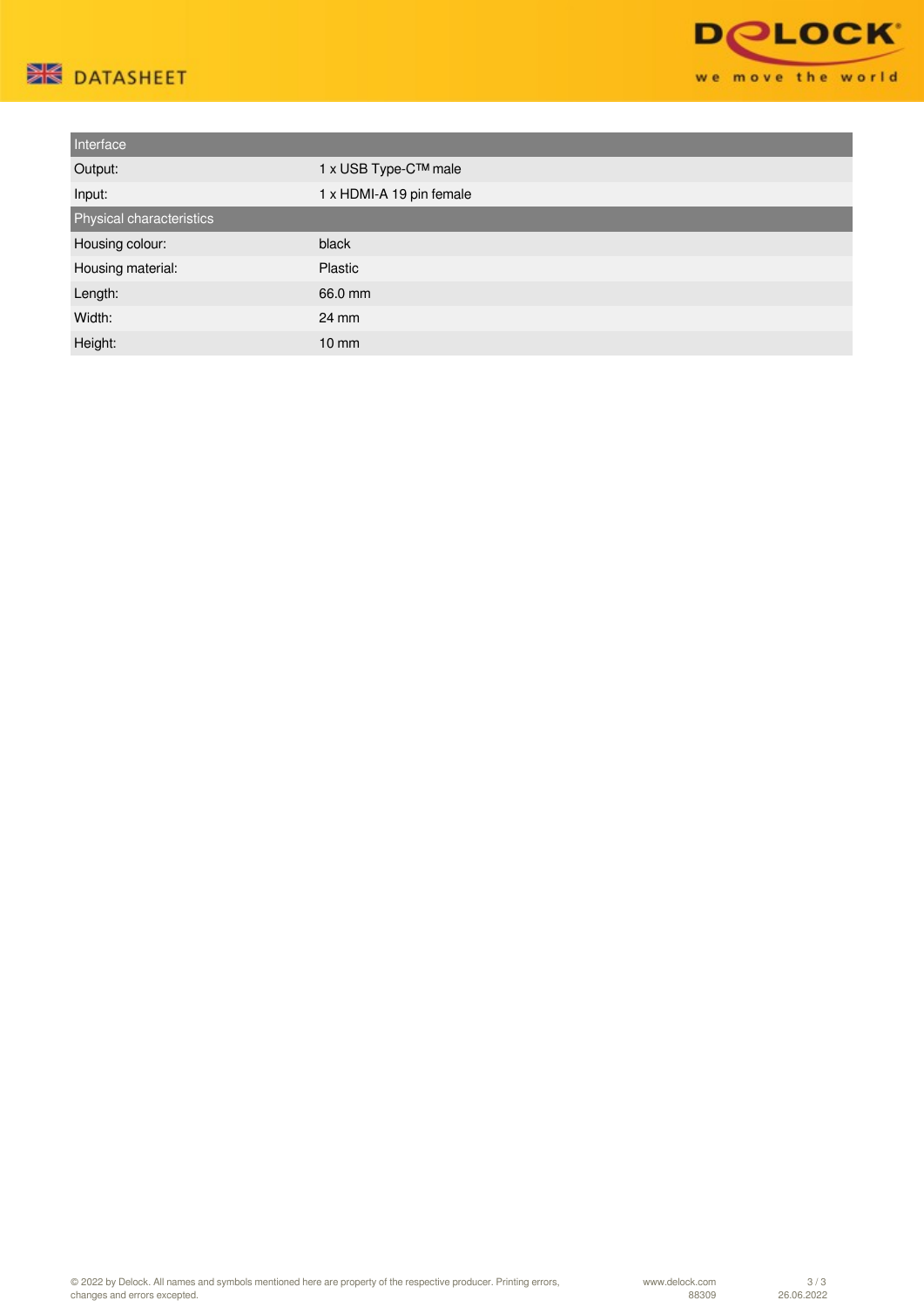| | |
|---|---|
| **Interface** | |
| Output: | 1 x USB Type-C™ male |
| Input: | 1 x HDMI-A 19 pin female |
| **Physical characteristics** | |
| Housing colour: | black |
| Housing material: | Plastic |
| Length: | 66.0 mm |
| Width: | 24 mm |
| Height: | 10 mm |

© 2022 by Delock. All names and symbols mentioned here are property of the respective producer. Printing errors, changes and errors excepted.

www.delock.com
88309
26.06.2022